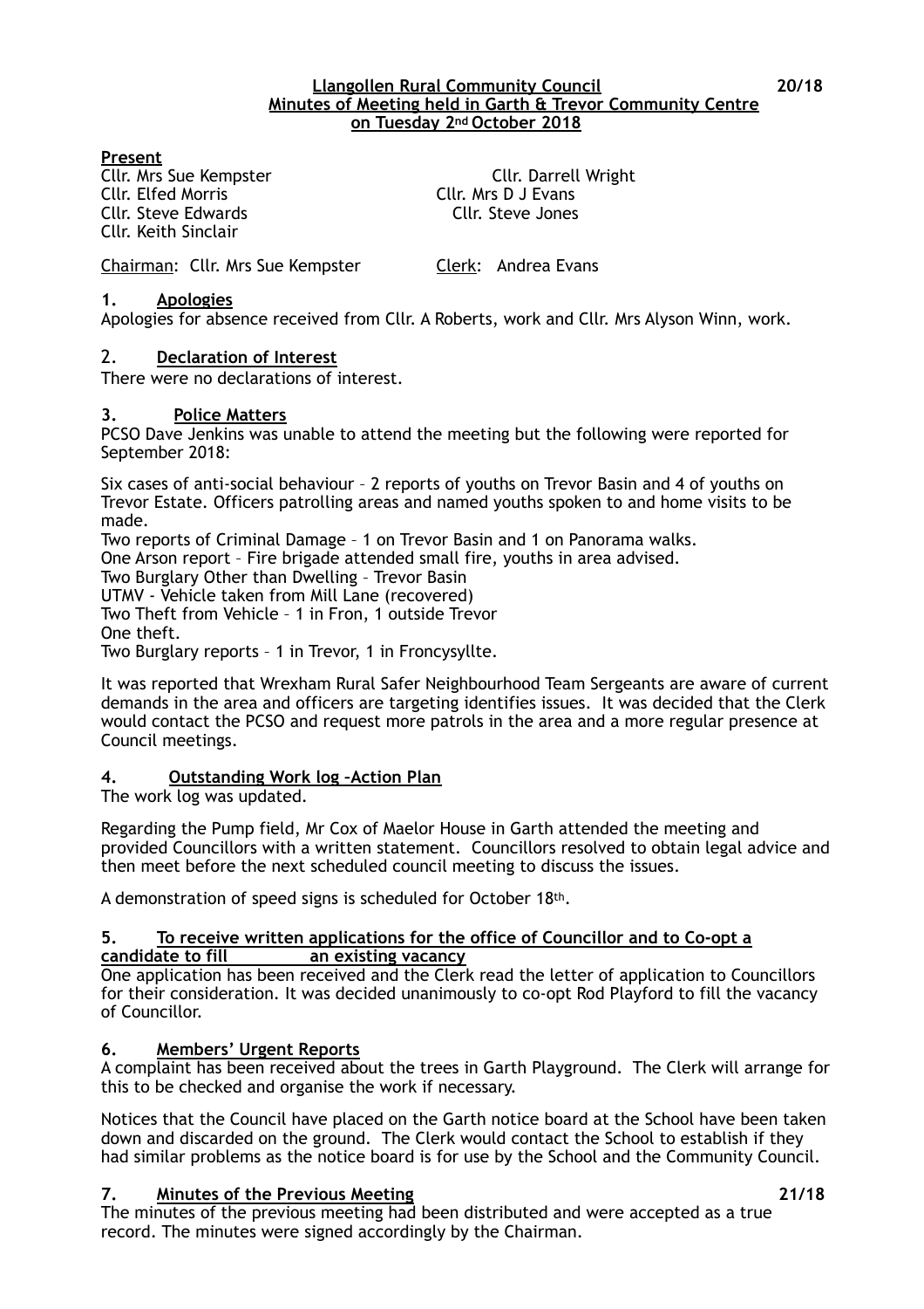**Llangollen Rural Community Council** **20/18**
**Minutes of Meeting held in Garth & Trevor Community Centre on Tuesday 2nd October 2018**

**Present**

Cllr. Mrs Sue Kempster
Cllr. Darrell Wright
Cllr. Elfed Morris
Cllr. Mrs D J Evans
Cllr. Steve Edwards
Cllr. Steve Jones
Cllr. Keith Sinclair

Chairman: Cllr. Mrs Sue Kempster Clerk: Andrea Evans

## 1. Apologies

Apologies for absence received from Cllr. A Roberts, work and Cllr. Mrs Alyson Winn, work.

## 2. Declaration of Interest

There were no declarations of interest.

## 3. Police Matters

PCSO Dave Jenkins was unable to attend the meeting but the following were reported for September 2018:

Six cases of anti-social behaviour – 2 reports of youths on Trevor Basin and 4 of youths on Trevor Estate. Officers patrolling areas and named youths spoken to and home visits to be made.
Two reports of Criminal Damage – 1 on Trevor Basin and 1 on Panorama walks.
One Arson report – Fire brigade attended small fire, youths in area advised.
Two Burglary Other than Dwelling – Trevor Basin
UTMV - Vehicle taken from Mill Lane (recovered)
Two Theft from Vehicle – 1 in Fron, 1 outside Trevor
One theft.
Two Burglary reports – 1 in Trevor, 1 in Froncysyllte.

It was reported that Wrexham Rural Safer Neighbourhood Team Sergeants are aware of current demands in the area and officers are targeting identifies issues. It was decided that the Clerk would contact the PCSO and request more patrols in the area and a more regular presence at Council meetings.

## 4. Outstanding Work log –Action Plan

The work log was updated.

Regarding the Pump field, Mr Cox of Maelor House in Garth attended the meeting and provided Councillors with a written statement. Councillors resolved to obtain legal advice and then meet before the next scheduled council meeting to discuss the issues.

A demonstration of speed signs is scheduled for October 18th.

## 5. To receive written applications for the office of Councillor and to Co-opt a candidate to fill an existing vacancy

One application has been received and the Clerk read the letter of application to Councillors for their consideration. It was decided unanimously to co-opt Rod Playford to fill the vacancy of Councillor.

## 6. Members' Urgent Reports

A complaint has been received about the trees in Garth Playground. The Clerk will arrange for this to be checked and organise the work if necessary.

Notices that the Council have placed on the Garth notice board at the School have been taken down and discarded on the ground. The Clerk would contact the School to establish if they had similar problems as the notice board is for use by the School and the Community Council.

## 7. Minutes of the Previous Meeting **21/18**

The minutes of the previous meeting had been distributed and were accepted as a true record. The minutes were signed accordingly by the Chairman.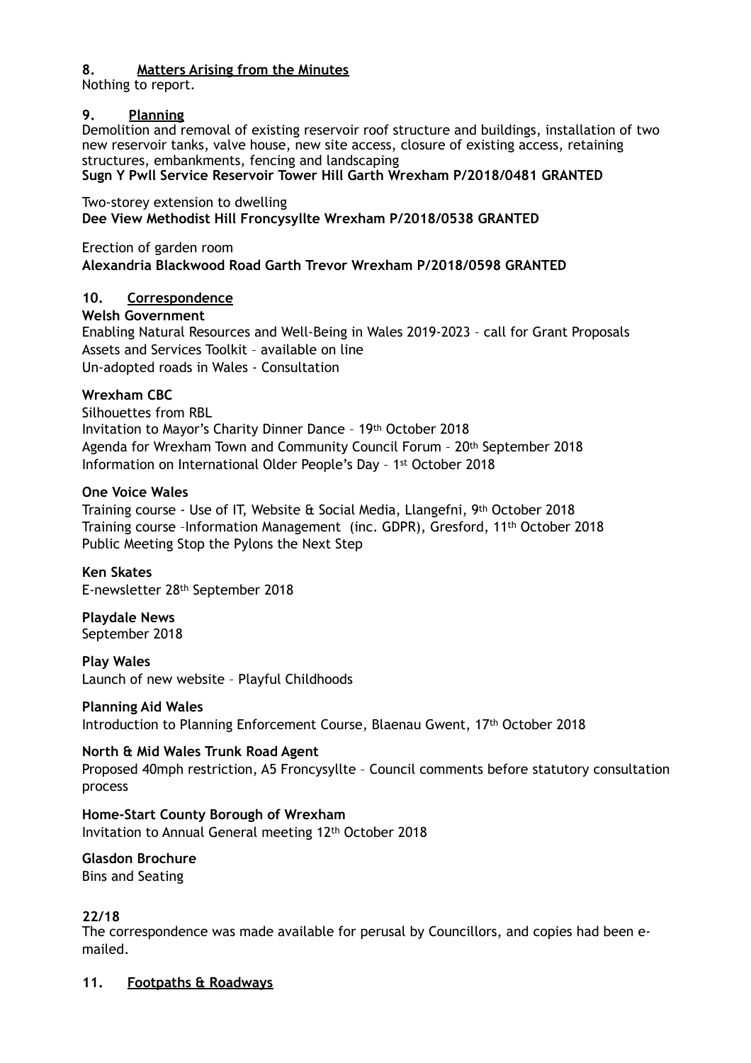## 8. Matters Arising from the Minutes

Nothing to report.

## 9. Planning

Demolition and removal of existing reservoir roof structure and buildings, installation of two new reservoir tanks, valve house, new site access, closure of existing access, retaining structures, embankments, fencing and landscaping
**Sugn Y Pwll Service Reservoir Tower Hill Garth Wrexham P/2018/0481 GRANTED**

Two-storey extension to dwelling
**Dee View Methodist Hill Froncysyllte Wrexham P/2018/0538 GRANTED**

Erection of garden room
**Alexandria Blackwood Road Garth Trevor Wrexham P/2018/0598 GRANTED**

## 10. Correspondence

**Welsh Government**
Enabling Natural Resources and Well-Being in Wales 2019-2023 – call for Grant Proposals
Assets and Services Toolkit – available on line
Un-adopted roads in Wales - Consultation

**Wrexham CBC**
Silhouettes from RBL
Invitation to Mayor's Charity Dinner Dance – 19th October 2018
Agenda for Wrexham Town and Community Council Forum – 20th September 2018
Information on International Older People's Day – 1st October 2018

**One Voice Wales**
Training course - Use of IT, Website & Social Media, Llangefni, 9th October 2018
Training course –Information Management (inc. GDPR), Gresford, 11th October 2018
Public Meeting Stop the Pylons the Next Step

**Ken Skates**
E-newsletter 28th September 2018

**Playdale News**
September 2018

**Play Wales**
Launch of new website – Playful Childhoods

**Planning Aid Wales**
Introduction to Planning Enforcement Course, Blaenau Gwent, 17th October 2018

**North & Mid Wales Trunk Road Agent**
Proposed 40mph restriction, A5 Froncysyllte – Council comments before statutory consultation process

**Home-Start County Borough of Wrexham**
Invitation to Annual General meeting 12th October 2018

**Glasdon Brochure**
Bins and Seating

**22/18**
The correspondence was made available for perusal by Councillors, and copies had been e-mailed.

## 11. Footpaths & Roadways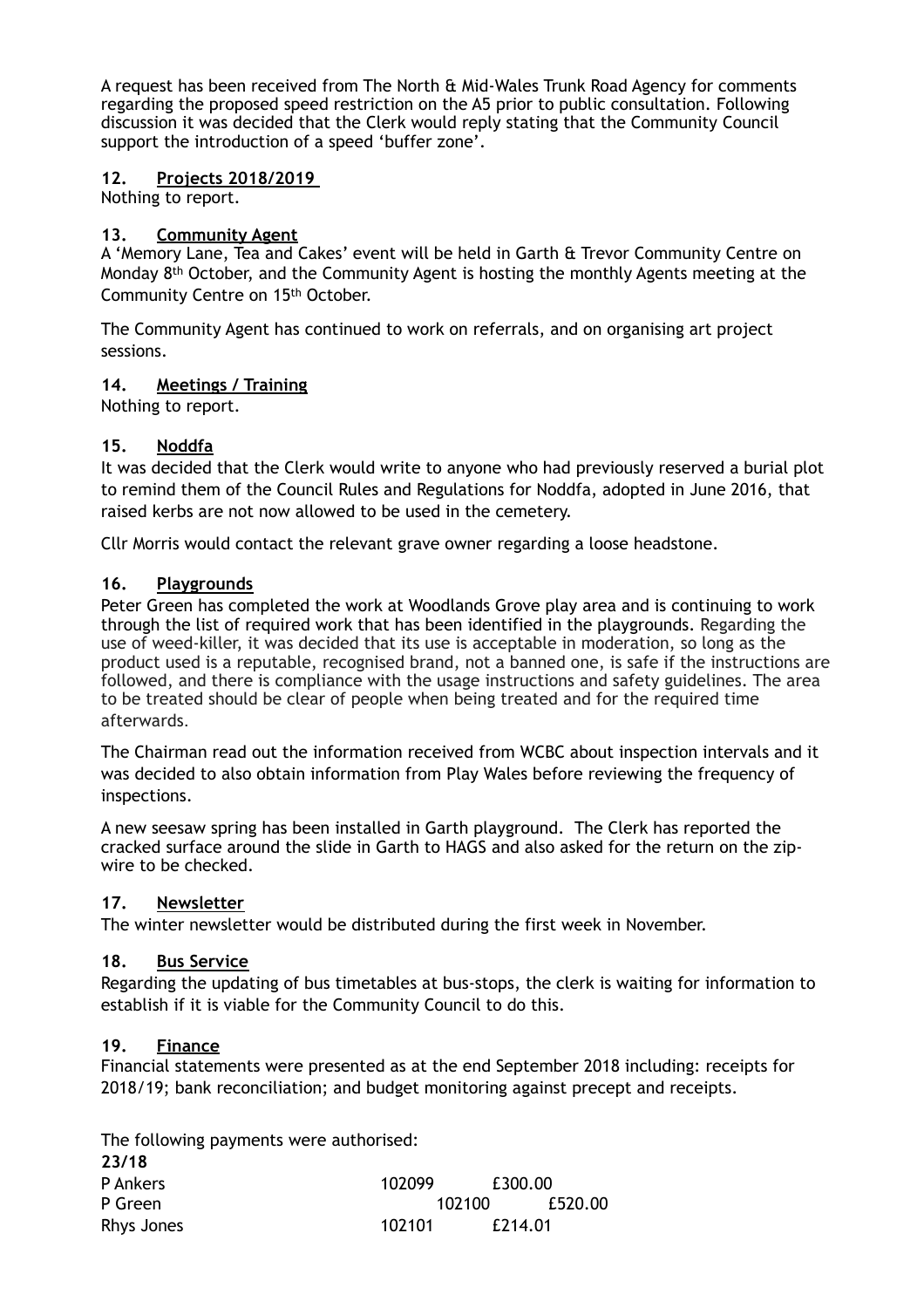A request has been received from The North & Mid-Wales Trunk Road Agency for comments regarding the proposed speed restriction on the A5 prior to public consultation. Following discussion it was decided that the Clerk would reply stating that the Community Council support the introduction of a speed 'buffer zone'.

### 12. Projects 2018/2019

Nothing to report.

### 13. Community Agent

A 'Memory Lane, Tea and Cakes' event will be held in Garth & Trevor Community Centre on Monday 8th October, and the Community Agent is hosting the monthly Agents meeting at the Community Centre on 15th October.

The Community Agent has continued to work on referrals, and on organising art project sessions.

### 14. Meetings / Training

Nothing to report.

### 15. Noddfa

It was decided that the Clerk would write to anyone who had previously reserved a burial plot to remind them of the Council Rules and Regulations for Noddfa, adopted in June 2016, that raised kerbs are not now allowed to be used in the cemetery.

Cllr Morris would contact the relevant grave owner regarding a loose headstone.

### 16. Playgrounds

Peter Green has completed the work at Woodlands Grove play area and is continuing to work through the list of required work that has been identified in the playgrounds. Regarding the use of weed-killer, it was decided that its use is acceptable in moderation, so long as the product used is a reputable, recognised brand, not a banned one, is safe if the instructions are followed, and there is compliance with the usage instructions and safety guidelines. The area to be treated should be clear of people when being treated and for the required time afterwards.

The Chairman read out the information received from WCBC about inspection intervals and it was decided to also obtain information from Play Wales before reviewing the frequency of inspections.

A new seesaw spring has been installed in Garth playground. The Clerk has reported the cracked surface around the slide in Garth to HAGS and also asked for the return on the zip-wire to be checked.

### 17. Newsletter

The winter newsletter would be distributed during the first week in November.

### 18. Bus Service

Regarding the updating of bus timetables at bus-stops, the clerk is waiting for information to establish if it is viable for the Community Council to do this.

### 19. Finance

Financial statements were presented as at the end September 2018 including: receipts for 2018/19; bank reconciliation; and budget monitoring against precept and receipts.

The following payments were authorised:

**23/18**

| | | |
|---|---|---|
| P Ankers | 102099 | £300.00 |
| P Green | 102100 | £520.00 |
| Rhys Jones | 102101 | £214.01 |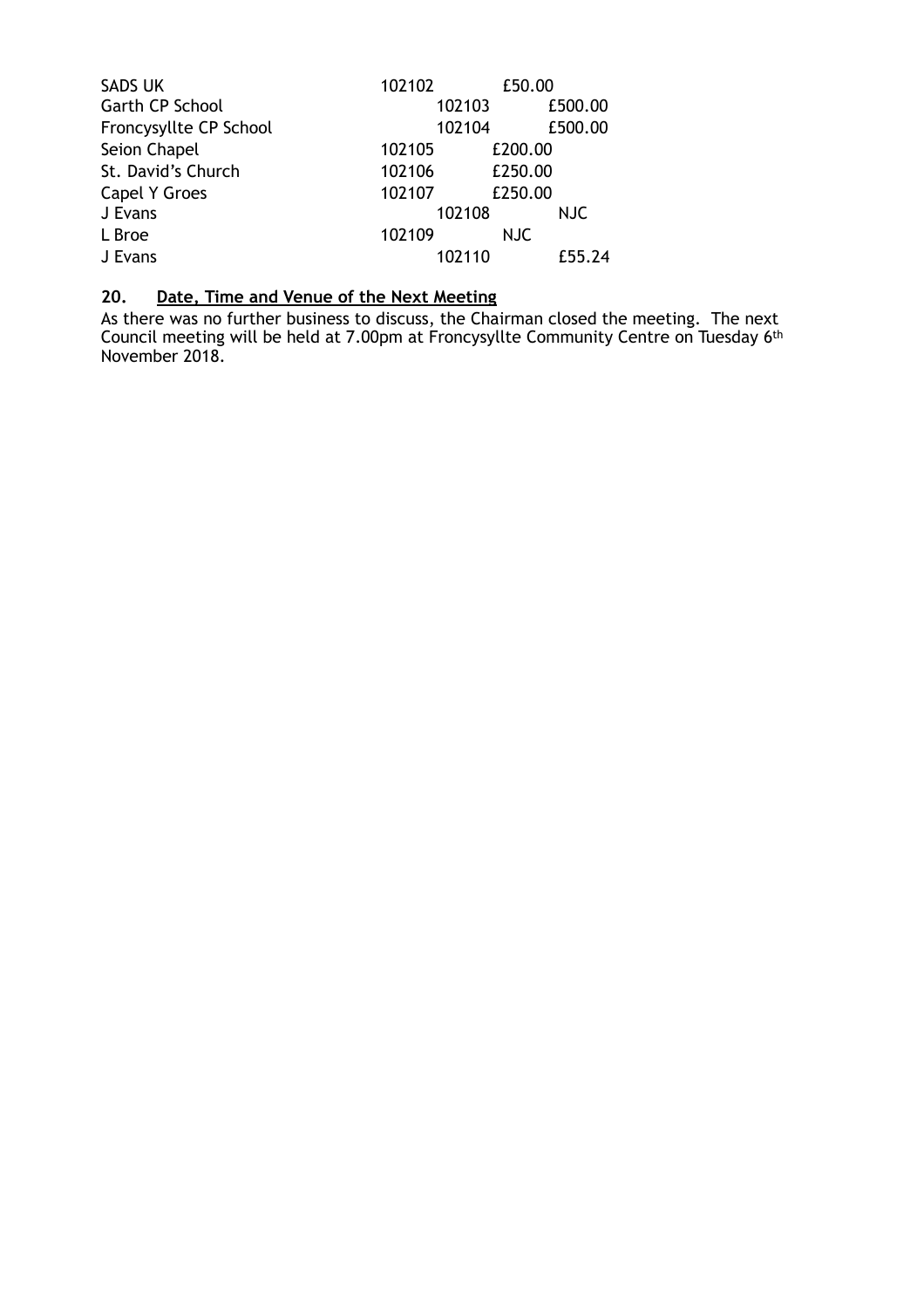| | | |
|---|---|---|
| SADS UK | 102102 | £50.00 |
| Garth CP School | 102103 | £500.00 |
| Froncysyllte CP School | 102104 | £500.00 |
| Seion Chapel | 102105 | £200.00 |
| St. David's Church | 102106 | £250.00 |
| Capel Y Groes | 102107 | £250.00 |
| J Evans | 102108 | NJC |
| L Broe | 102109 | NJC |
| J Evans | 102110 | £55.24 |

## 20. Date, Time and Venue of the Next Meeting

As there was no further business to discuss, the Chairman closed the meeting. The next Council meeting will be held at 7.00pm at Froncysyllte Community Centre on Tuesday 6th November 2018.